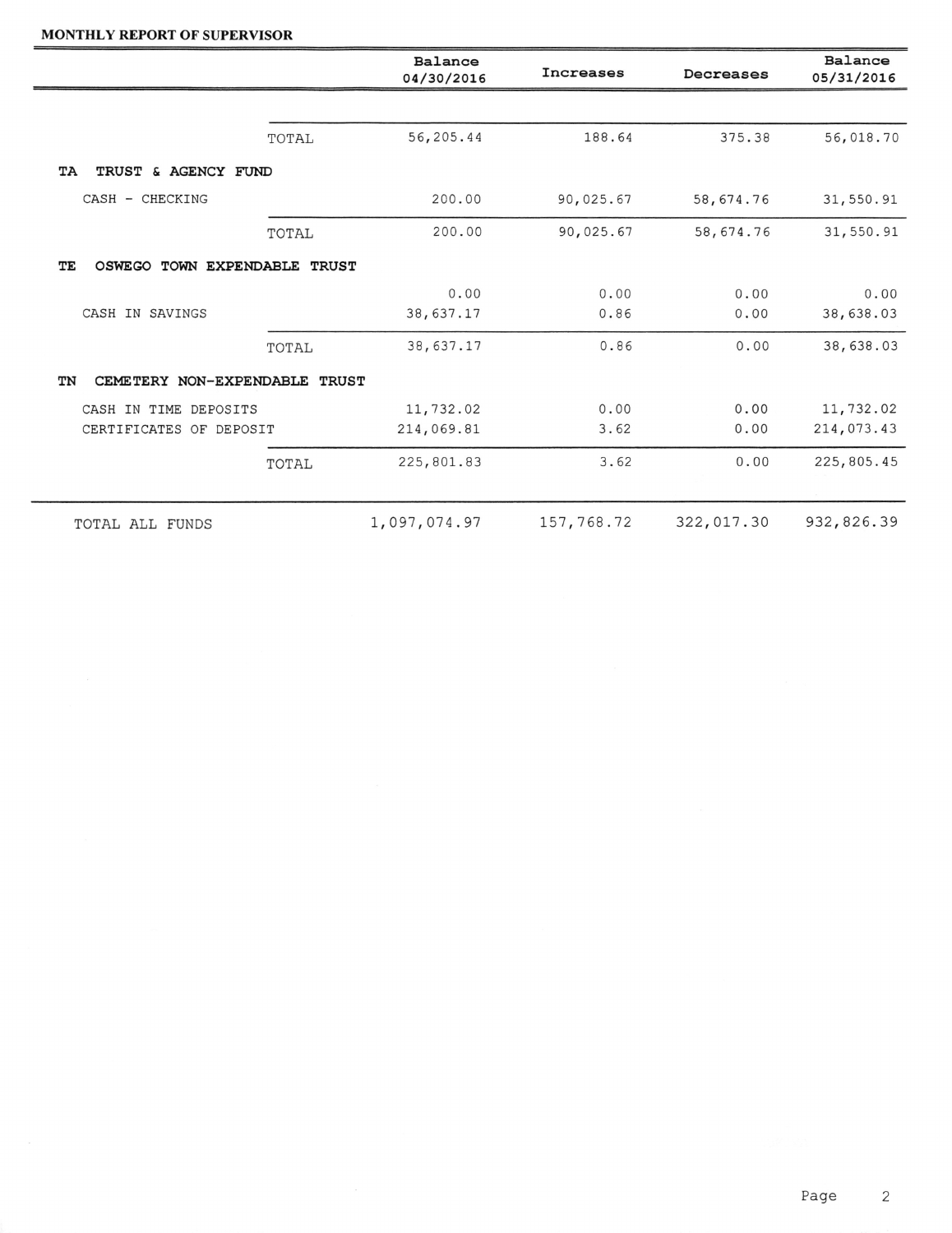**MONTHLY REPORT OF SUPERVISOR**

| | | Balance 04/30/2016 | Increases | Decreases | Balance 05/31/2016 |
|---|---|---|---|---|---|
| | TOTAL | 56,205.44 | 188.64 | 375.38 | 56,018.70 |
| **TA TRUST & AGENCY FUND** | | | | | |
| CASH - CHECKING | | 200.00 | 90,025.67 | 58,674.76 | 31,550.91 |
| | TOTAL | 200.00 | 90,025.67 | 58,674.76 | 31,550.91 |
| **TE OSWEGO TOWN EXPENDABLE TRUST** | | | | | |
| | | 0.00 | 0.00 | 0.00 | 0.00 |
| CASH IN SAVINGS | | 38,637.17 | 0.86 | 0.00 | 38,638.03 |
| | TOTAL | 38,637.17 | 0.86 | 0.00 | 38,638.03 |
| **TN CEMETERY NON-EXPENDABLE TRUST** | | | | | |
| CASH IN TIME DEPOSITS | | 11,732.02 | 0.00 | 0.00 | 11,732.02 |
| CERTIFICATES OF DEPOSIT | | 214,069.81 | 3.62 | 0.00 | 214,073.43 |
| | TOTAL | 225,801.83 | 3.62 | 0.00 | 225,805.45 |
| TOTAL ALL FUNDS | | 1,097,074.97 | 157,768.72 | 322,017.30 | 932,826.39 |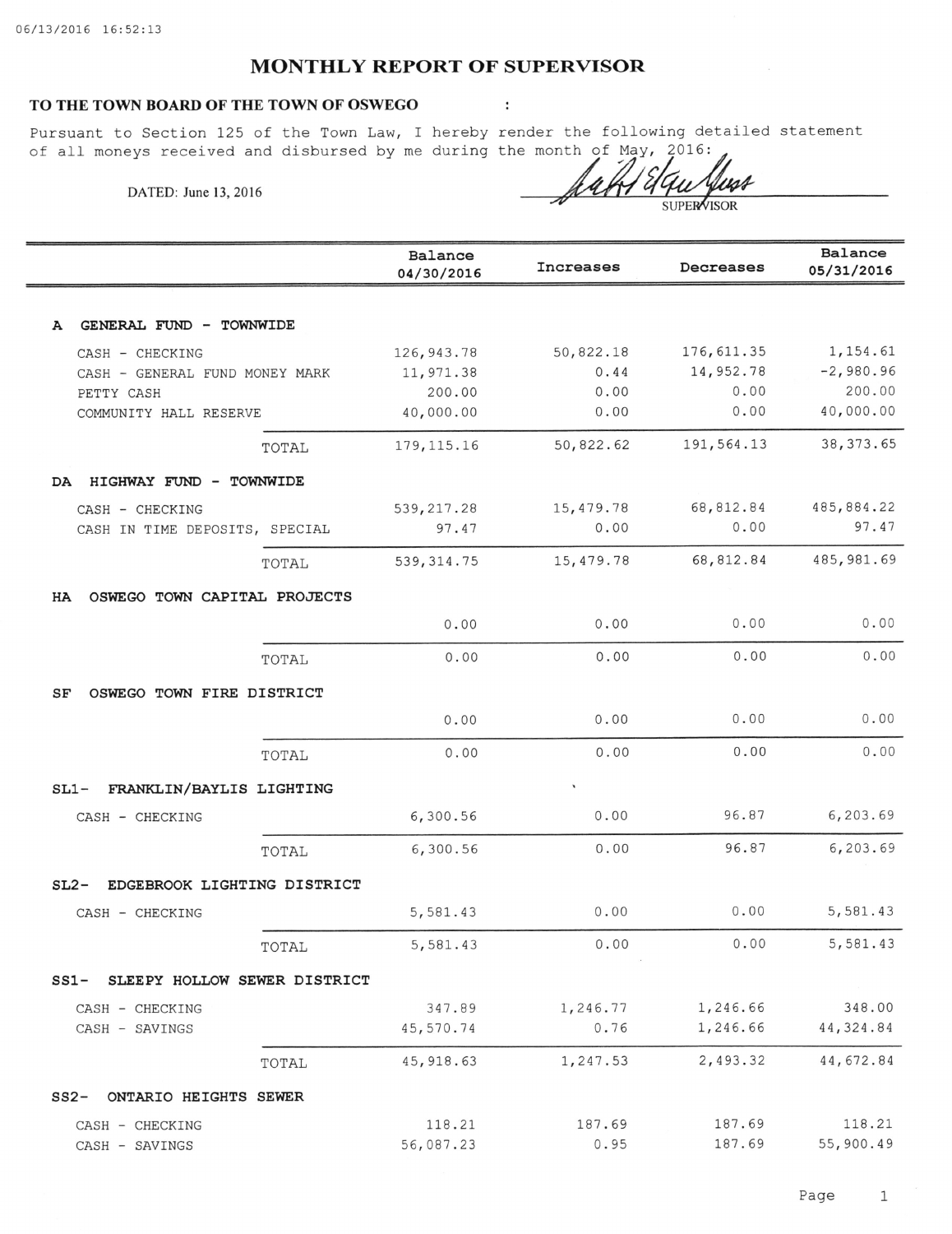# MONTHLY REPORT OF SUPERVISOR

**TO THE TOWN BOARD OF THE TOWN OF OSWEGO** :

Pursuant to Section 125 of the Town Law, I hereby render the following detailed statement of all moneys received and disbursed by me during the month of May, 2016:

DATED: June 13, 2016

SUPERVISOR

| | Balance 04/30/2016 | Increases | Decreases | Balance 05/31/2016 |
|---|---|---|---|---|
| **A GENERAL FUND - TOWNWIDE** | | | | |
| CASH - CHECKING | 126,943.78 | 50,822.18 | 176,611.35 | 1,154.61 |
| CASH - GENERAL FUND MONEY MARK | 11,971.38 | 0.44 | 14,952.78 | -2,980.96 |
| PETTY CASH | 200.00 | 0.00 | 0.00 | 200.00 |
| COMMUNITY HALL RESERVE | 40,000.00 | 0.00 | 0.00 | 40,000.00 |
| TOTAL | 179,115.16 | 50,822.62 | 191,564.13 | 38,373.65 |
| **DA HIGHWAY FUND - TOWNWIDE** | | | | |
| CASH - CHECKING | 539,217.28 | 15,479.78 | 68,812.84 | 485,884.22 |
| CASH IN TIME DEPOSITS, SPECIAL | 97.47 | 0.00 | 0.00 | 97.47 |
| TOTAL | 539,314.75 | 15,479.78 | 68,812.84 | 485,981.69 |
| **HA OSWEGO TOWN CAPITAL PROJECTS** | | | | |
| | 0.00 | 0.00 | 0.00 | 0.00 |
| TOTAL | 0.00 | 0.00 | 0.00 | 0.00 |
| **SF OSWEGO TOWN FIRE DISTRICT** | | | | |
| | 0.00 | 0.00 | 0.00 | 0.00 |
| TOTAL | 0.00 | 0.00 | 0.00 | 0.00 |
| **SL1- FRANKLIN/BAYLIS LIGHTING** | | | | |
| CASH - CHECKING | 6,300.56 | 0.00 | 96.87 | 6,203.69 |
| TOTAL | 6,300.56 | 0.00 | 96.87 | 6,203.69 |
| **SL2- EDGEBROOK LIGHTING DISTRICT** | | | | |
| CASH - CHECKING | 5,581.43 | 0.00 | 0.00 | 5,581.43 |
| TOTAL | 5,581.43 | 0.00 | 0.00 | 5,581.43 |
| **SS1- SLEEPY HOLLOW SEWER DISTRICT** | | | | |
| CASH - CHECKING | 347.89 | 1,246.77 | 1,246.66 | 348.00 |
| CASH - SAVINGS | 45,570.74 | 0.76 | 1,246.66 | 44,324.84 |
| TOTAL | 45,918.63 | 1,247.53 | 2,493.32 | 44,672.84 |
| **SS2- ONTARIO HEIGHTS SEWER** | | | | |
| CASH - CHECKING | 118.21 | 187.69 | 187.69 | 118.21 |
| CASH - SAVINGS | 56,087.23 | 0.95 | 187.69 | 55,900.49 |